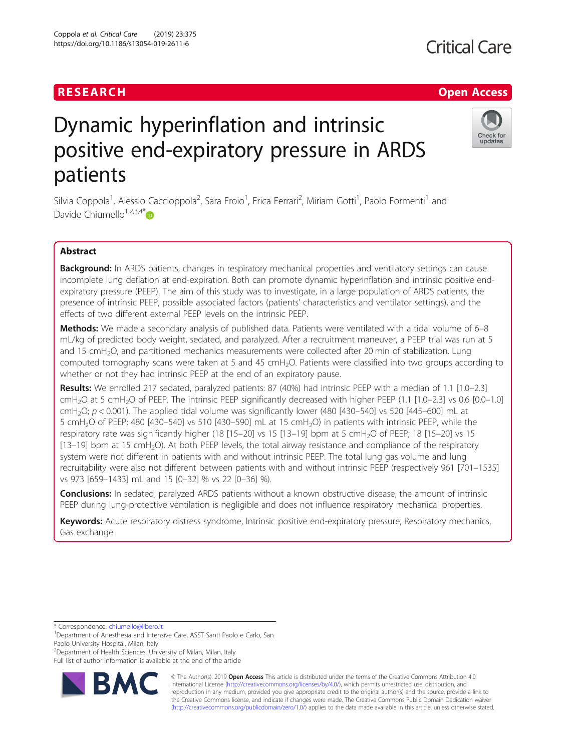RESEARCH

Open Access

# Dynamic hyperinflation and intrinsic positive end-expiratory pressure in ARDS patients

Silvia Coppola[1], Alessio Caccioppola[2], Sara Froio[1], Erica Ferrari[2], Miriam Gotti[1], Paolo Formenti[1] and Davide Chiumello[1,2,3,4*]

## Abstract

**Background:** In ARDS patients, changes in respiratory mechanical properties and ventilatory settings can cause incomplete lung deflation at end-expiration. Both can promote dynamic hyperinflation and intrinsic positive end-expiratory pressure (PEEP). The aim of this study was to investigate, in a large population of ARDS patients, the presence of intrinsic PEEP, possible associated factors (patients' characteristics and ventilator settings), and the effects of two different external PEEP levels on the intrinsic PEEP.

**Methods:** We made a secondary analysis of published data. Patients were ventilated with a tidal volume of 6–8 mL/kg of predicted body weight, sedated, and paralyzed. After a recruitment maneuver, a PEEP trial was run at 5 and 15 $cmH_2O$, and partitioned mechanics measurements were collected after 20 min of stabilization. Lung computed tomography scans were taken at 5 and 45 $cmH_2O$. Patients were classified into two groups according to whether or not they had intrinsic PEEP at the end of an expiratory pause.

**Results:** We enrolled 217 sedated, paralyzed patients: 87 (40%) had intrinsic PEEP with a median of 1.1 [1.0–2.3] $cmH_2O$ at 5 $cmH_2O$ of PEEP. The intrinsic PEEP significantly decreased with higher PEEP (1.1 [1.0–2.3] vs 0.6 [0.0–1.0] $cmH_2O$; $p < 0.001$). The applied tidal volume was significantly lower (480 [430–540] vs 520 [445–600] mL at 5 $cmH_2O$ of PEEP; 480 [430–540] vs 510 [430–590] mL at 15 $cmH_2O$) in patients with intrinsic PEEP, while the respiratory rate was significantly higher (18 [15–20] vs 15 [13–19] bpm at 5 $cmH_2O$ of PEEP; 18 [15–20] vs 15 [13–19] bpm at 15 $cmH_2O$). At both PEEP levels, the total airway resistance and compliance of the respiratory system were not different in patients with and without intrinsic PEEP. The total lung gas volume and lung recruitability were also not different between patients with and without intrinsic PEEP (respectively 961 [701–1535] vs 973 [659–1433] mL and 15 [0–32] % vs 22 [0–36] %).

**Conclusions:** In sedated, paralyzed ARDS patients without a known obstructive disease, the amount of intrinsic PEEP during lung-protective ventilation is negligible and does not influence respiratory mechanical properties.

**Keywords:** Acute respiratory distress syndrome, Intrinsic positive end-expiratory pressure, Respiratory mechanics, Gas exchange

\* Correspondence: chiumello@libero.it
[1]Department of Anesthesia and Intensive Care, ASST Santi Paolo e Carlo, San Paolo University Hospital, Milan, Italy
[2]Department of Health Sciences, University of Milan, Milan, Italy
Full list of author information is available at the end of the article

© The Author(s). 2019 **Open Access** This article is distributed under the terms of the Creative Commons Attribution 4.0 International License (http://creativecommons.org/licenses/by/4.0/), which permits unrestricted use, distribution, and reproduction in any medium, provided you give appropriate credit to the original author(s) and the source, provide a link to the Creative Commons license, and indicate if changes were made. The Creative Commons Public Domain Dedication waiver (http://creativecommons.org/publicdomain/zero/1.0/) applies to the data made available in this article, unless otherwise stated.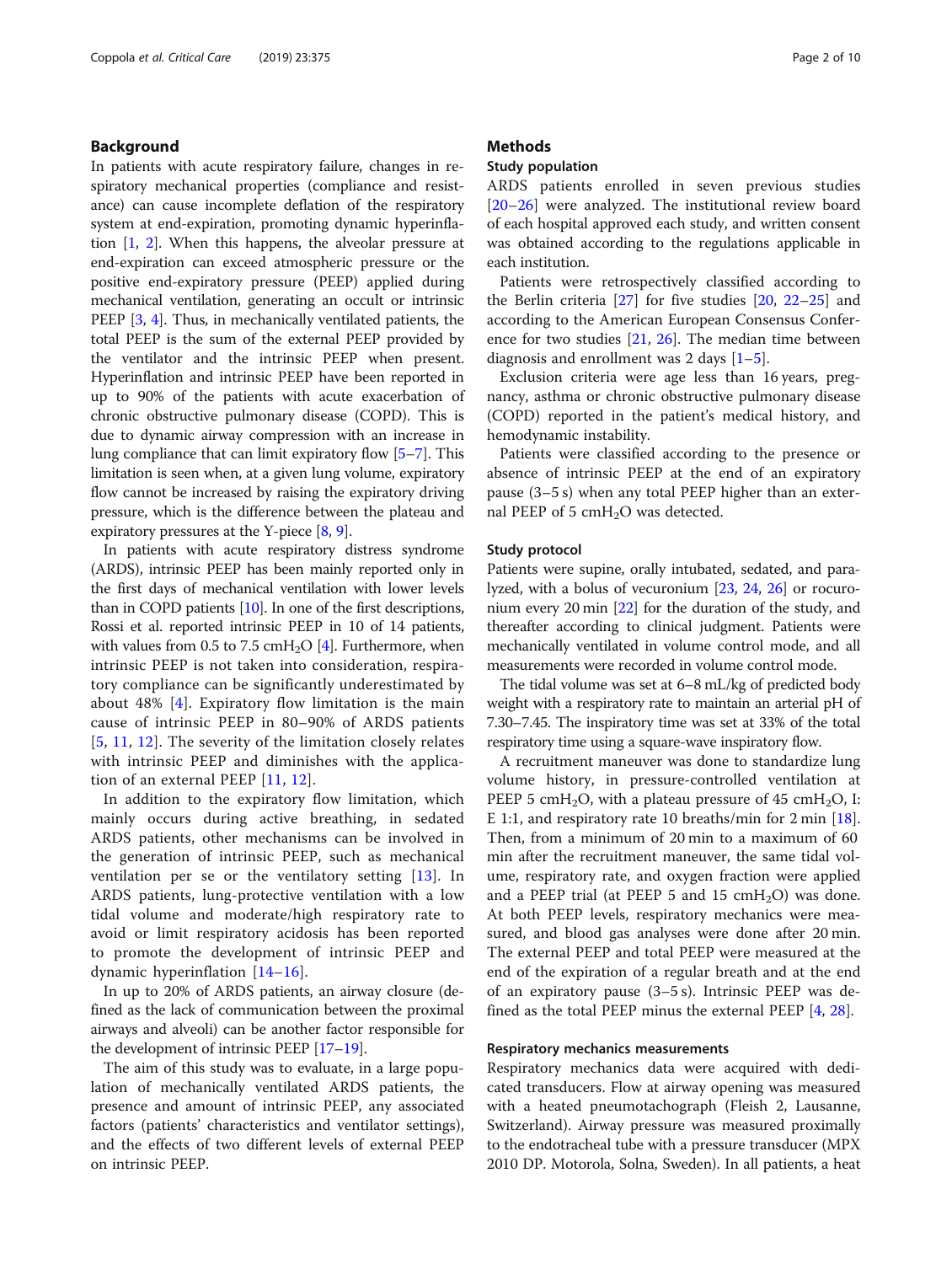## Background

In patients with acute respiratory failure, changes in respiratory mechanical properties (compliance and resistance) can cause incomplete deflation of the respiratory system at end-expiration, promoting dynamic hyperinflation [1, 2]. When this happens, the alveolar pressure at end-expiration can exceed atmospheric pressure or the positive end-expiratory pressure (PEEP) applied during mechanical ventilation, generating an occult or intrinsic PEEP [3, 4]. Thus, in mechanically ventilated patients, the total PEEP is the sum of the external PEEP provided by the ventilator and the intrinsic PEEP when present. Hyperinflation and intrinsic PEEP have been reported in up to 90% of the patients with acute exacerbation of chronic obstructive pulmonary disease (COPD). This is due to dynamic airway compression with an increase in lung compliance that can limit expiratory flow [5–7]. This limitation is seen when, at a given lung volume, expiratory flow cannot be increased by raising the expiratory driving pressure, which is the difference between the plateau and expiratory pressures at the Y-piece [8, 9].

In patients with acute respiratory distress syndrome (ARDS), intrinsic PEEP has been mainly reported only in the first days of mechanical ventilation with lower levels than in COPD patients [10]. In one of the first descriptions, Rossi et al. reported intrinsic PEEP in 10 of 14 patients, with values from 0.5 to 7.5 $cmH_2O$ [4]. Furthermore, when intrinsic PEEP is not taken into consideration, respiratory compliance can be significantly underestimated by about 48% [4]. Expiratory flow limitation is the main cause of intrinsic PEEP in 80–90% of ARDS patients [5, 11, 12]. The severity of the limitation closely relates with intrinsic PEEP and diminishes with the application of an external PEEP [11, 12].

In addition to the expiratory flow limitation, which mainly occurs during active breathing, in sedated ARDS patients, other mechanisms can be involved in the generation of intrinsic PEEP, such as mechanical ventilation per se or the ventilatory setting [13]. In ARDS patients, lung-protective ventilation with a low tidal volume and moderate/high respiratory rate to avoid or limit respiratory acidosis has been reported to promote the development of intrinsic PEEP and dynamic hyperinflation [14–16].

In up to 20% of ARDS patients, an airway closure (defined as the lack of communication between the proximal airways and alveoli) can be another factor responsible for the development of intrinsic PEEP [17–19].

The aim of this study was to evaluate, in a large population of mechanically ventilated ARDS patients, the presence and amount of intrinsic PEEP, any associated factors (patients' characteristics and ventilator settings), and the effects of two different levels of external PEEP on intrinsic PEEP.

## Methods

### Study population

ARDS patients enrolled in seven previous studies [20–26] were analyzed. The institutional review board of each hospital approved each study, and written consent was obtained according to the regulations applicable in each institution.

Patients were retrospectively classified according to the Berlin criteria [27] for five studies [20, 22–25] and according to the American European Consensus Conference for two studies [21, 26]. The median time between diagnosis and enrollment was 2 days [1–5].

Exclusion criteria were age less than 16 years, pregnancy, asthma or chronic obstructive pulmonary disease (COPD) reported in the patient's medical history, and hemodynamic instability.

Patients were classified according to the presence or absence of intrinsic PEEP at the end of an expiratory pause (3–5 s) when any total PEEP higher than an external PEEP of 5 $cmH_2O$ was detected.

### Study protocol

Patients were supine, orally intubated, sedated, and paralyzed, with a bolus of vecuronium [23, 24, 26] or rocuronium every 20 min [22] for the duration of the study, and thereafter according to clinical judgment. Patients were mechanically ventilated in volume control mode, and all measurements were recorded in volume control mode.

The tidal volume was set at 6–8 mL/kg of predicted body weight with a respiratory rate to maintain an arterial pH of 7.30–7.45. The inspiratory time was set at 33% of the total respiratory time using a square-wave inspiratory flow.

A recruitment maneuver was done to standardize lung volume history, in pressure-controlled ventilation at PEEP 5 $cmH_2O$, with a plateau pressure of 45 $cmH_2O$, I:E 1:1, and respiratory rate 10 breaths/min for 2 min [18]. Then, from a minimum of 20 min to a maximum of 60 min after the recruitment maneuver, the same tidal volume, respiratory rate, and oxygen fraction were applied and a PEEP trial (at PEEP 5 and 15 $cmH_2O$) was done. At both PEEP levels, respiratory mechanics were measured, and blood gas analyses were done after 20 min. The external PEEP and total PEEP were measured at the end of the expiration of a regular breath and at the end of an expiratory pause (3–5 s). Intrinsic PEEP was defined as the total PEEP minus the external PEEP [4, 28].

### Respiratory mechanics measurements

Respiratory mechanics data were acquired with dedicated transducers. Flow at airway opening was measured with a heated pneumotachograph (Fleish 2, Lausanne, Switzerland). Airway pressure was measured proximally to the endotracheal tube with a pressure transducer (MPX 2010 DP. Motorola, Solna, Sweden). In all patients, a heat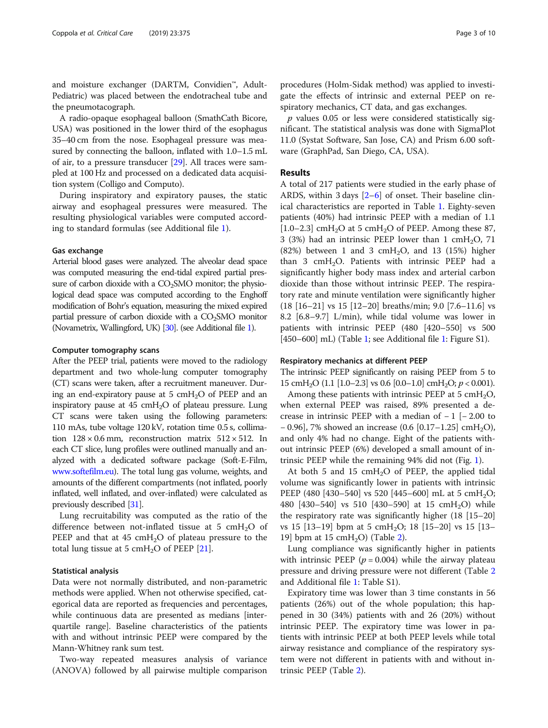and moisture exchanger (DARTM, Convidien™, Adult-Pediatric) was placed between the endotracheal tube and the pneumotacograph.

A radio-opaque esophageal balloon (SmathCath Bicore, USA) was positioned in the lower third of the esophagus 35–40 cm from the nose. Esophageal pressure was measured by connecting the balloon, inflated with 1.0–1.5 mL of air, to a pressure transducer [29]. All traces were sampled at 100 Hz and processed on a dedicated data acquisition system (Colligo and Computo).

During inspiratory and expiratory pauses, the static airway and esophageal pressures were measured. The resulting physiological variables were computed according to standard formulas (see Additional file 1).

### Gas exchange

Arterial blood gases were analyzed. The alveolar dead space was computed measuring the end-tidal expired partial pressure of carbon dioxide with a $CO_2$SMO monitor; the physiological dead space was computed according to the Enghoff modification of Bohr's equation, measuring the mixed expired partial pressure of carbon dioxide with a $CO_2$SMO monitor (Novametrix, Wallingford, UK) [30]. (see Additional file 1).

### Computer tomography scans

After the PEEP trial, patients were moved to the radiology department and two whole-lung computer tomography (CT) scans were taken, after a recruitment maneuver. During an end-expiratory pause at 5 cm$H_2O$ of PEEP and an inspiratory pause at 45 cm$H_2O$ of plateau pressure. Lung CT scans were taken using the following parameters: 110 mAs, tube voltage 120 kV, rotation time 0.5 s, collimation $128 \times 0.6$ mm, reconstruction matrix $512 \times 512$. In each CT slice, lung profiles were outlined manually and analyzed with a dedicated software package (Soft-E-Film, www.softefilm.eu). The total lung gas volume, weights, and amounts of the different compartments (not inflated, poorly inflated, well inflated, and over-inflated) were calculated as previously described [31].

Lung recruitability was computed as the ratio of the difference between not-inflated tissue at 5 cm$H_2O$ of PEEP and that at 45 cm$H_2O$ of plateau pressure to the total lung tissue at 5 cm$H_2O$ of PEEP [21].

### Statistical analysis

Data were not normally distributed, and non-parametric methods were applied. When not otherwise specified, categorical data are reported as frequencies and percentages, while continuous data are presented as medians [interquartile range]. Baseline characteristics of the patients with and without intrinsic PEEP were compared by the Mann-Whitney rank sum test.

Two-way repeated measures analysis of variance (ANOVA) followed by all pairwise multiple comparison procedures (Holm-Sidak method) was applied to investigate the effects of intrinsic and external PEEP on respiratory mechanics, CT data, and gas exchanges.

$p$ values 0.05 or less were considered statistically significant. The statistical analysis was done with SigmaPlot 11.0 (Systat Software, San Jose, CA) and Prism 6.00 software (GraphPad, San Diego, CA, USA).

## Results

A total of 217 patients were studied in the early phase of ARDS, within 3 days [2–6] of onset. Their baseline clinical characteristics are reported in Table 1. Eighty-seven patients (40%) had intrinsic PEEP with a median of 1.1 [1.0–2.3] cm$H_2O$ at 5 cm$H_2O$ of PEEP. Among these 87, 3 (3%) had an intrinsic PEEP lower than 1 cm$H_2O$, 71 (82%) between 1 and 3 cm$H_2O$, and 13 (15%) higher than 3 cm$H_2O$. Patients with intrinsic PEEP had a significantly higher body mass index and arterial carbon dioxide than those without intrinsic PEEP. The respiratory rate and minute ventilation were significantly higher (18 [16–21] vs 15 [12–20] breaths/min; 9.0 [7.6–11.6] vs 8.2 [6.8–9.7] L/min), while tidal volume was lower in patients with intrinsic PEEP (480 [420–550] vs 500 [450–600] mL) (Table 1; see Additional file 1: Figure S1).

### Respiratory mechanics at different PEEP

The intrinsic PEEP significantly on raising PEEP from 5 to 15 cm$H_2O$ (1.1 [1.0–2.3] vs 0.6 [0.0–1.0] cm$H_2O$; $p < 0.001$).

Among these patients with intrinsic PEEP at 5 cm$H_2O$, when external PEEP was raised, 89% presented a decrease in intrinsic PEEP with a median of − 1 [− 2.00 to − 0.96], 7% showed an increase (0.6 [0.17–1.25] cm$H_2O$), and only 4% had no change. Eight of the patients without intrinsic PEEP (6%) developed a small amount of intrinsic PEEP while the remaining 94% did not (Fig. 1).

At both 5 and 15 cm$H_2O$ of PEEP, the applied tidal volume was significantly lower in patients with intrinsic PEEP (480 [430–540] vs 520 [445–600] mL at 5 cm$H_2O$; 480 [430–540] vs 510 [430–590] at 15 cm$H_2O$) while the respiratory rate was significantly higher (18 [15–20] vs 15 [13–19] bpm at 5 cm$H_2O$; 18 [15–20] vs 15 [13–19] bpm at 15 cm$H_2O$) (Table 2).

Lung compliance was significantly higher in patients with intrinsic PEEP ($p = 0.004$) while the airway plateau pressure and driving pressure were not different (Table 2 and Additional file 1: Table S1).

Expiratory time was lower than 3 time constants in 56 patients (26%) out of the whole population; this happened in 30 (34%) patients with and 26 (20%) without intrinsic PEEP. The expiratory time was lower in patients with intrinsic PEEP at both PEEP levels while total airway resistance and compliance of the respiratory system were not different in patients with and without intrinsic PEEP (Table 2).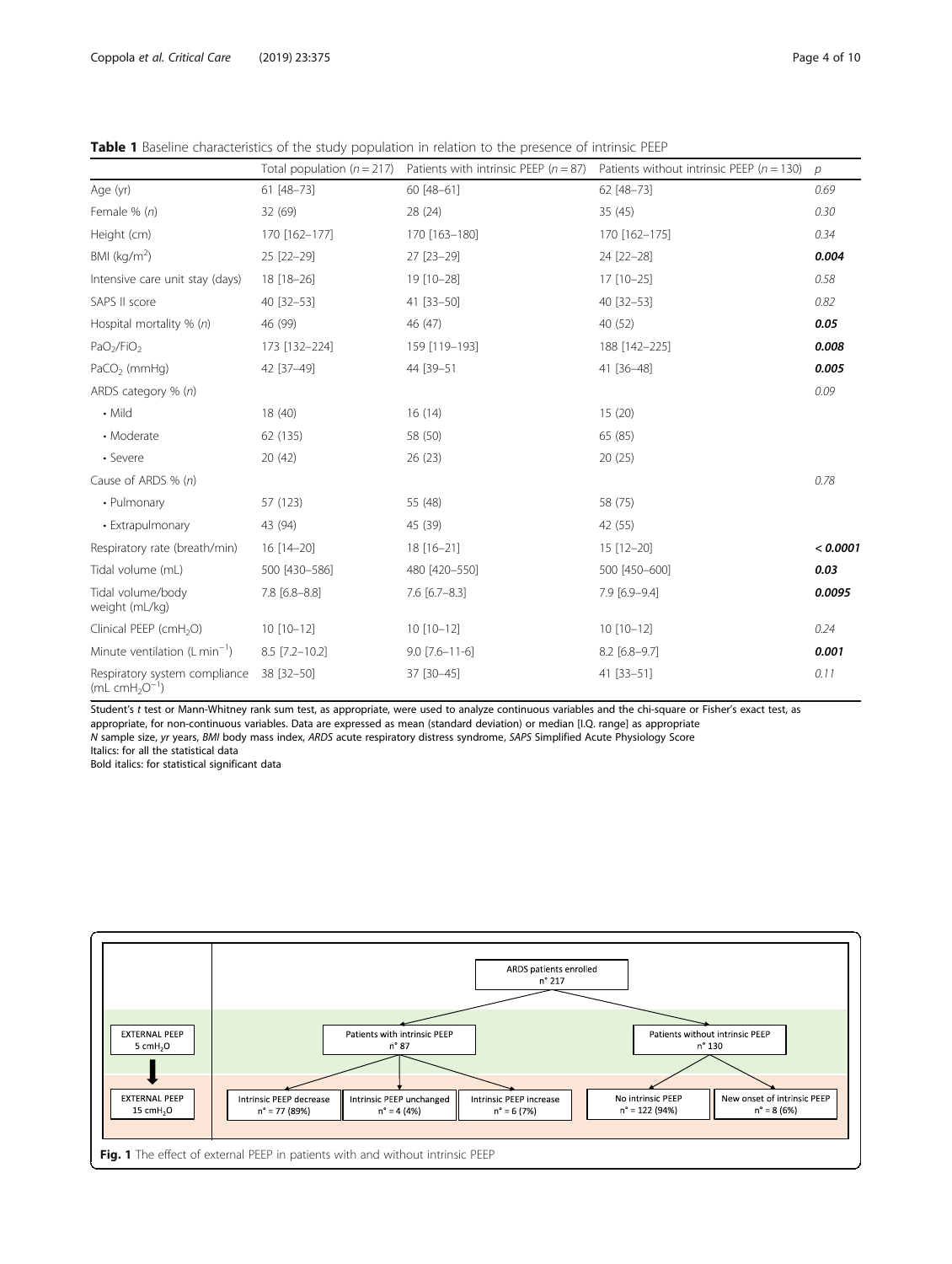**Table 1** Baseline characteristics of the study population in relation to the presence of intrinsic PEEP

| | Total population ($n = 217$) | Patients with intrinsic PEEP ($n = 87$) | Patients without intrinsic PEEP ($n = 130$) | *p* |
|---|---|---|---|---|
| Age (yr) | 61 [48–73] | 60 [48–61] | 62 [48–73] | *0.69* |
| Female % (*n*) | 32 (69) | 28 (24) | 35 (45) | *0.30* |
| Height (cm) | 170 [162–177] | 170 [163–180] | 170 [162–175] | *0.34* |
| BMI (kg/m$^2$) | 25 [22–29] | 27 [23–29] | 24 [22–28] | ***0.004*** |
| Intensive care unit stay (days) | 18 [18–26] | 19 [10–28] | 17 [10–25] | *0.58* |
| SAPS II score | 40 [32–53] | 41 [33–50] | 40 [32–53] | *0.82* |
| Hospital mortality % (*n*) | 46 (99) | 46 (47) | 40 (52) | ***0.05*** |
| $PaO_2/FiO_2$ | 173 [132–224] | 159 [119–193] | 188 [142–225] | ***0.008*** |
| $PaCO_2$ (mmHg) | 42 [37–49] | 44 [39–51 | 41 [36–48] | ***0.005*** |
| ARDS category % (*n*) | | | | *0.09* |
| • Mild | 18 (40) | 16 (14) | 15 (20) | |
| • Moderate | 62 (135) | 58 (50) | 65 (85) | |
| • Severe | 20 (42) | 26 (23) | 20 (25) | |
| Cause of ARDS % (*n*) | | | | *0.78* |
| • Pulmonary | 57 (123) | 55 (48) | 58 (75) | |
| • Extrapulmonary | 43 (94) | 45 (39) | 42 (55) | |
| Respiratory rate (breath/min) | 16 [14–20] | 18 [16–21] | 15 [12–20] | ***< 0.0001*** |
| Tidal volume (mL) | 500 [430–586] | 480 [420–550] | 500 [450–600] | ***0.03*** |
| Tidal volume/body weight (mL/kg) | 7.8 [6.8–8.8] | 7.6 [6.7–8.3] | 7.9 [6.9–9.4] | ***0.0095*** |
| Clinical PEEP ($cmH_2O$) | 10 [10–12] | 10 [10–12] | 10 [10–12] | *0.24* |
| Minute ventilation (L min$^{-1}$) | 8.5 [7.2–10.2] | 9.0 [7.6–11-6] | 8.2 [6.8–9.7] | ***0.001*** |
| Respiratory system compliance (mL $cmH_2O^{-1}$) | 38 [32–50] | 37 [30–45] | 41 [33–51] | *0.11* |

Student's *t* test or Mann-Whitney rank sum test, as appropriate, were used to analyze continuous variables and the chi-square or Fisher's exact test, as appropriate, for non-continuous variables. Data are expressed as mean (standard deviation) or median [I.Q. range] as appropriate
*N* sample size, *yr* years, *BMI* body mass index, *ARDS* acute respiratory distress syndrome, *SAPS* Simplified Acute Physiology Score
Italics: for all the statistical data
Bold italics: for statistical significant data

ARDS patients enrolled n° 217

EXTERNAL PEEP 5 $cmH_2O$ → EXTERNAL PEEP 15 $cmH_2O$

- Patients with intrinsic PEEP n° 87
  - Intrinsic PEEP decrease n° = 77 (89%)
  - Intrinsic PEEP unchanged n° = 4 (4%)
  - Intrinsic PEEP increase n° = 6 (7%)
- Patients without intrinsic PEEP n° 130
  - No intrinsic PEEP n° = 122 (94%)
  - New onset of intrinsic PEEP n° = 8 (6%)

**Fig. 1** The effect of external PEEP in patients with and without intrinsic PEEP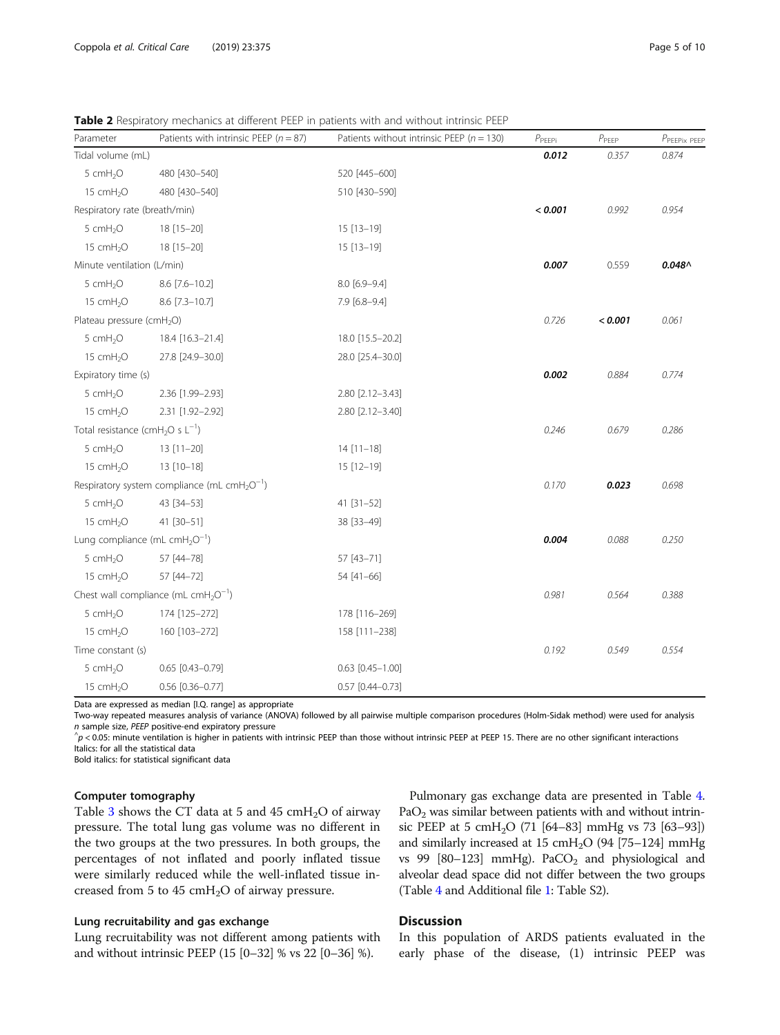**Table 2** Respiratory mechanics at different PEEP in patients with and without intrinsic PEEP

| Parameter | Patients with intrinsic PEEP ($n = 87$) | Patients without intrinsic PEEP ($n = 130$) | $P_{PEEPi}$ | $P_{PEEP}$ | $P_{PEEPi \times PEEP}$ |
|---|---|---|---|---|---|
| Tidal volume (mL) | | | ***0.012*** | *0.357* | *0.874* |
| 5 $cmH_2O$ | 480 [430–540] | 520 [445–600] | | | |
| 15 $cmH_2O$ | 480 [430–540] | 510 [430–590] | | | |
| Respiratory rate (breath/min) | | | ***< 0.001*** | *0.992* | *0.954* |
| 5 $cmH_2O$ | 18 [15–20] | 15 [13–19] | | | |
| 15 $cmH_2O$ | 18 [15–20] | 15 [13–19] | | | |
| Minute ventilation (L/min) | | | ***0.007*** | 0.559 | ***0.048^*** |
| 5 $cmH_2O$ | 8.6 [7.6–10.2] | 8.0 [6.9–9.4] | | | |
| 15 $cmH_2O$ | 8.6 [7.3–10.7] | 7.9 [6.8–9.4] | | | |
| Plateau pressure ($cmH_2O$) | | | *0.726* | ***< 0.001*** | *0.061* |
| 5 $cmH_2O$ | 18.4 [16.3–21.4] | 18.0 [15.5–20.2] | | | |
| 15 $cmH_2O$ | 27.8 [24.9–30.0] | 28.0 [25.4–30.0] | | | |
| Expiratory time (s) | | | ***0.002*** | *0.884* | *0.774* |
| 5 $cmH_2O$ | 2.36 [1.99–2.93] | 2.80 [2.12–3.43] | | | |
| 15 $cmH_2O$ | 2.31 [1.92–2.92] | 2.80 [2.12–3.40] | | | |
| Total resistance ($cmH_2O$ s $L^{-1}$) | | | *0.246* | *0.679* | *0.286* |
| 5 $cmH_2O$ | 13 [11–20] | 14 [11–18] | | | |
| 15 $cmH_2O$ | 13 [10–18] | 15 [12–19] | | | |
| Respiratory system compliance (mL $cmH_2O^{-1}$) | | | *0.170* | ***0.023*** | *0.698* |
| 5 $cmH_2O$ | 43 [34–53] | 41 [31–52] | | | |
| 15 $cmH_2O$ | 41 [30–51] | 38 [33–49] | | | |
| Lung compliance (mL $cmH_2O^{-1}$) | | | ***0.004*** | *0.088* | *0.250* |
| 5 $cmH_2O$ | 57 [44–78] | 57 [43–71] | | | |
| 15 $cmH_2O$ | 57 [44–72] | 54 [41–66] | | | |
| Chest wall compliance (mL $cmH_2O^{-1}$) | | | *0.981* | *0.564* | *0.388* |
| 5 $cmH_2O$ | 174 [125–272] | 178 [116–269] | | | |
| 15 $cmH_2O$ | 160 [103–272] | 158 [111–238] | | | |
| Time constant (s) | | | *0.192* | *0.549* | *0.554* |
| 5 $cmH_2O$ | 0.65 [0.43–0.79] | 0.63 [0.45–1.00] | | | |
| 15 $cmH_2O$ | 0.56 [0.36–0.77] | 0.57 [0.44–0.73] | | | |

Data are expressed as median [I.Q. range] as appropriate

Two-way repeated measures analysis of variance (ANOVA) followed by all pairwise multiple comparison procedures (Holm-Sidak method) were used for analysis

*n* sample size, *PEEP* positive-end expiratory pressure

^$p < 0.05$: minute ventilation is higher in patients with intrinsic PEEP than those without intrinsic PEEP at PEEP 15. There are no other significant interactions

Italics: for all the statistical data

Bold italics: for statistical significant data

### Computer tomography

Table 3 shows the CT data at 5 and 45 $cmH_2O$ of airway pressure. The total lung gas volume was no different in the two groups at the two pressures. In both groups, the percentages of not inflated and poorly inflated tissue were similarly reduced while the well-inflated tissue increased from 5 to 45 $cmH_2O$ of airway pressure.

### Lung recruitability and gas exchange

Lung recruitability was not different among patients with and without intrinsic PEEP (15 [0–32] % vs 22 [0–36] %).

Pulmonary gas exchange data are presented in Table 4. $PaO_2$ was similar between patients with and without intrinsic PEEP at 5 $cmH_2O$ (71 [64–83] mmHg vs 73 [63–93]) and similarly increased at 15 $cmH_2O$ (94 [75–124] mmHg vs 99 [80–123] mmHg). $PaCO_2$ and physiological and alveolar dead space did not differ between the two groups (Table 4 and Additional file 1: Table S2).

## Discussion

In this population of ARDS patients evaluated in the early phase of the disease, (1) intrinsic PEEP was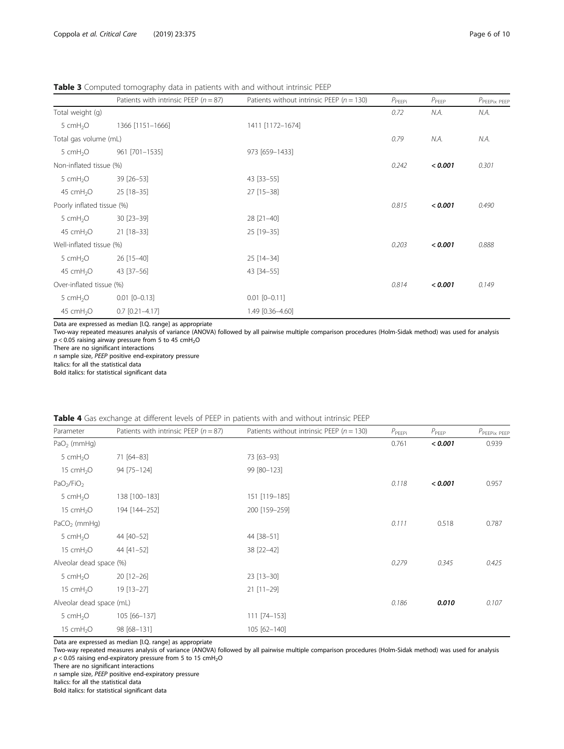**Table 3** Computed tomography data in patients with and without intrinsic PEEP

| | Patients with intrinsic PEEP ($n = 87$) | Patients without intrinsic PEEP ($n = 130$) | $P_{PEEPi}$ | $P_{PEEP}$ | $P_{PEEPi \times PEEP}$ |
|---|---|---|---|---|---|
| Total weight (g) | | | *0.72* | *N.A.* | *N.A.* |
| 5 $cmH_2O$ | 1366 [1151–1666] | 1411 [1172–1674] | | | |
| Total gas volume (mL) | | | *0.79* | *N.A.* | *N.A.* |
| 5 $cmH_2O$ | 961 [701–1535] | 973 [659–1433] | | | |
| Non-inflated tissue (%) | | | *0.242* | ***< 0.001*** | *0.301* |
| 5 $cmH_2O$ | 39 [26–53] | 43 [33–55] | | | |
| 45 $cmH_2O$ | 25 [18–35] | 27 [15–38] | | | |
| Poorly inflated tissue (%) | | | *0.815* | ***< 0.001*** | *0.490* |
| 5 $cmH_2O$ | 30 [23–39] | 28 [21–40] | | | |
| 45 $cmH_2O$ | 21 [18–33] | 25 [19–35] | | | |
| Well-inflated tissue (%) | | | *0.203* | ***< 0.001*** | *0.888* |
| 5 $cmH_2O$ | 26 [15–40] | 25 [14–34] | | | |
| 45 $cmH_2O$ | 43 [37–56] | 43 [34–55] | | | |
| Over-inflated tissue (%) | | | *0.814* | ***< 0.001*** | *0.149* |
| 5 $cmH_2O$ | 0.01 [0–0.13] | 0.01 [0–0.11] | | | |
| 45 $cmH_2O$ | 0.7 [0.21–4.17] | 1.49 [0.36–4.60] | | | |

Data are expressed as median [I.Q. range] as appropriate
Two-way repeated measures analysis of variance (ANOVA) followed by all pairwise multiple comparison procedures (Holm-Sidak method) was used for analysis
$p < 0.05$ raising airway pressure from 5 to 45 $cmH_2O$
There are no significant interactions
*n* sample size, *PEEP* positive end-expiratory pressure
Italics: for all the statistical data
Bold italics: for statistical significant data

**Table 4** Gas exchange at different levels of PEEP in patients with and without intrinsic PEEP

| Parameter | Patients with intrinsic PEEP ($n = 87$) | Patients without intrinsic PEEP ($n = 130$) | $P_{PEEPi}$ | $P_{PEEP}$ | $P_{PEEPi \times PEEP}$ |
|---|---|---|---|---|---|
| $PaO_2$ (mmHg) | | | 0.761 | ***< 0.001*** | 0.939 |
| 5 $cmH_2O$ | 71 [64–83] | 73 [63–93] | | | |
| 15 $cmH_2O$ | 94 [75–124] | 99 [80–123] | | | |
| $PaO_2/FiO_2$ | | | *0.118* | ***< 0.001*** | 0.957 |
| 5 $cmH_2O$ | 138 [100–183] | 151 [119–185] | | | |
| 15 $cmH_2O$ | 194 [144–252] | 200 [159–259] | | | |
| $PaCO_2$ (mmHg) | | | *0.111* | 0.518 | 0.787 |
| 5 $cmH_2O$ | 44 [40–52] | 44 [38–51] | | | |
| 15 $cmH_2O$ | 44 [41–52] | 38 [22–42] | | | |
| Alveolar dead space (%) | | | *0.279* | *0.345* | *0.425* |
| 5 $cmH_2O$ | 20 [12–26] | 23 [13–30] | | | |
| 15 $cmH_2O$ | 19 [13–27] | 21 [11–29] | | | |
| Alveolar dead space (mL) | | | *0.186* | ***0.010*** | *0.107* |
| 5 $cmH_2O$ | 105 [66–137] | 111 [74–153] | | | |
| 15 $cmH_2O$ | 98 [68–131] | 105 [62–140] | | | |

Data are expressed as median [I.Q. range] as appropriate
Two-way repeated measures analysis of variance (ANOVA) followed by all pairwise multiple comparison procedures (Holm-Sidak method) was used for analysis
$p < 0.05$ raising end-expiratory pressure from 5 to 15 $cmH_2O$
There are no significant interactions
*n* sample size, *PEEP* positive end-expiratory pressure
Italics: for all the statistical data
Bold italics: for statistical significant data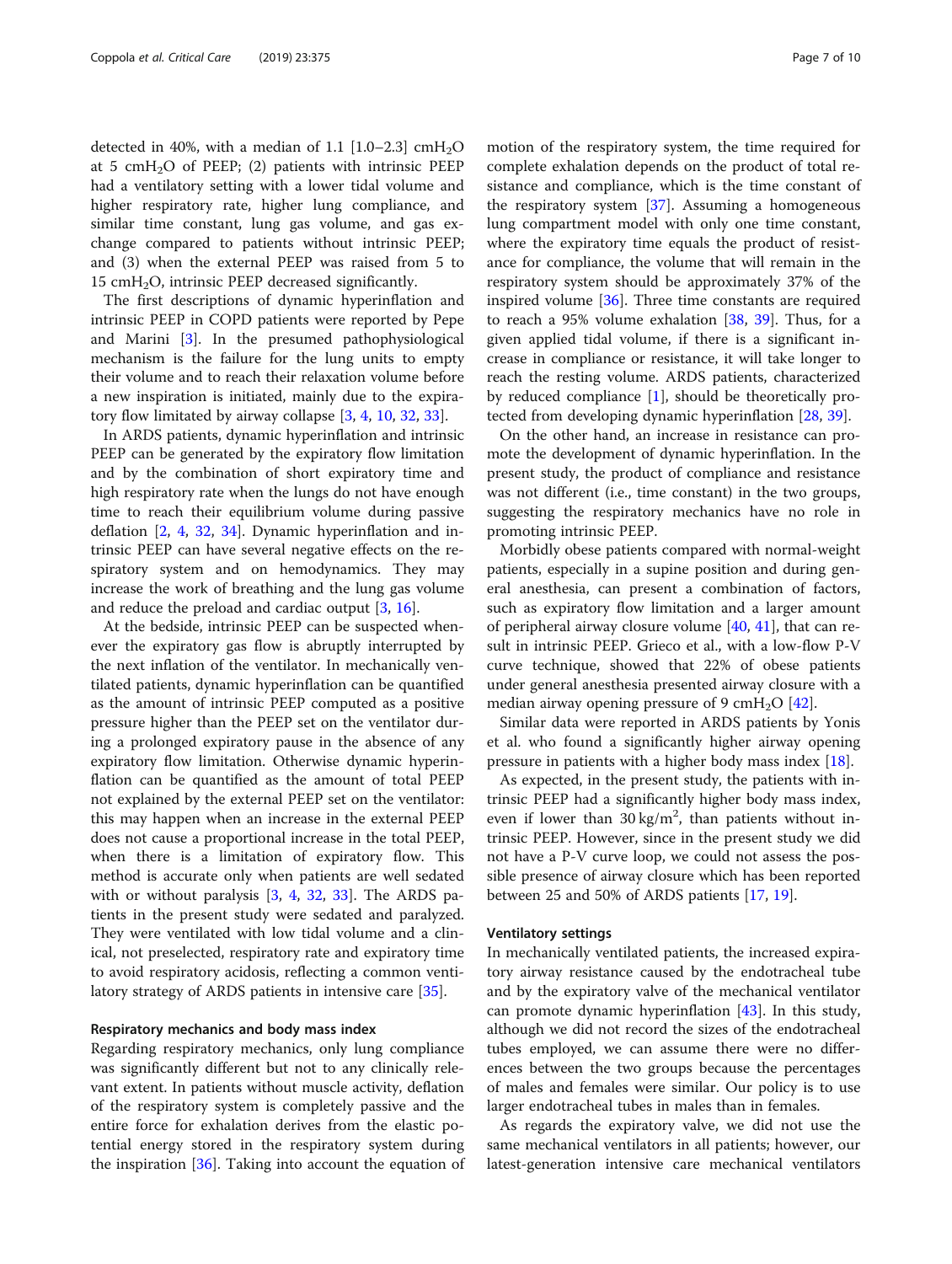detected in 40%, with a median of 1.1 [1.0–2.3] $cmH_2O$ at 5 $cmH_2O$ of PEEP; (2) patients with intrinsic PEEP had a ventilatory setting with a lower tidal volume and higher respiratory rate, higher lung compliance, and similar time constant, lung gas volume, and gas exchange compared to patients without intrinsic PEEP; and (3) when the external PEEP was raised from 5 to 15 $cmH_2O$, intrinsic PEEP decreased significantly.

The first descriptions of dynamic hyperinflation and intrinsic PEEP in COPD patients were reported by Pepe and Marini [3]. In the presumed pathophysiological mechanism is the failure for the lung units to empty their volume and to reach their relaxation volume before a new inspiration is initiated, mainly due to the expiratory flow limited by airway collapse [3, 4, 10, 32, 33].

In ARDS patients, dynamic hyperinflation and intrinsic PEEP can be generated by the expiratory flow limitation and by the combination of short expiratory time and high respiratory rate when the lungs do not have enough time to reach their equilibrium volume during passive deflation [2, 4, 32, 34]. Dynamic hyperinflation and intrinsic PEEP can have several negative effects on the respiratory system and on hemodynamics. They may increase the work of breathing and the lung gas volume and reduce the preload and cardiac output [3, 16].

At the bedside, intrinsic PEEP can be suspected whenever the expiratory gas flow is abruptly interrupted by the next inflation of the ventilator. In mechanically ventilated patients, dynamic hyperinflation can be quantified as the amount of intrinsic PEEP computed as a positive pressure higher than the PEEP set on the ventilator during a prolonged expiratory pause in the absence of any expiratory flow limitation. Otherwise dynamic hyperinflation can be quantified as the amount of total PEEP not explained by the external PEEP set on the ventilator: this may happen when an increase in the external PEEP does not cause a proportional increase in the total PEEP, when there is a limitation of expiratory flow. This method is accurate only when patients are well sedated with or without paralysis [3, 4, 32, 33]. The ARDS patients in the present study were sedated and paralyzed. They were ventilated with low tidal volume and a clinical, not preselected, respiratory rate and expiratory time to avoid respiratory acidosis, reflecting a common ventilatory strategy of ARDS patients in intensive care [35].

#### Respiratory mechanics and body mass index

Regarding respiratory mechanics, only lung compliance was significantly different but not to any clinically relevant extent. In patients without muscle activity, deflation of the respiratory system is completely passive and the entire force for exhalation derives from the elastic potential energy stored in the respiratory system during the inspiration [36]. Taking into account the equation of motion of the respiratory system, the time required for complete exhalation depends on the product of total resistance and compliance, which is the time constant of the respiratory system [37]. Assuming a homogeneous lung compartment model with only one time constant, where the expiratory time equals the product of resistance for compliance, the volume that will remain in the respiratory system should be approximately 37% of the inspired volume [36]. Three time constants are required to reach a 95% volume exhalation [38, 39]. Thus, for a given applied tidal volume, if there is a significant increase in compliance or resistance, it will take longer to reach the resting volume. ARDS patients, characterized by reduced compliance [1], should be theoretically protected from developing dynamic hyperinflation [28, 39].

On the other hand, an increase in resistance can promote the development of dynamic hyperinflation. In the present study, the product of compliance and resistance was not different (i.e., time constant) in the two groups, suggesting the respiratory mechanics have no role in promoting intrinsic PEEP.

Morbidly obese patients compared with normal-weight patients, especially in a supine position and during general anesthesia, can present a combination of factors, such as expiratory flow limitation and a larger amount of peripheral airway closure volume [40, 41], that can result in intrinsic PEEP. Grieco et al., with a low-flow P-V curve technique, showed that 22% of obese patients under general anesthesia presented airway closure with a median airway opening pressure of 9 $cmH_2O$ [42].

Similar data were reported in ARDS patients by Yonis et al. who found a significantly higher airway opening pressure in patients with a higher body mass index [18].

As expected, in the present study, the patients with intrinsic PEEP had a significantly higher body mass index, even if lower than 30 $kg/m^2$, than patients without intrinsic PEEP. However, since in the present study we did not have a P-V curve loop, we could not assess the possible presence of airway closure which has been reported between 25 and 50% of ARDS patients [17, 19].

#### Ventilatory settings

In mechanically ventilated patients, the increased expiratory airway resistance caused by the endotracheal tube and by the expiratory valve of the mechanical ventilator can promote dynamic hyperinflation [43]. In this study, although we did not record the sizes of the endotracheal tubes employed, we can assume there were no differences between the two groups because the percentages of males and females were similar. Our policy is to use larger endotracheal tubes in males than in females.

As regards the expiratory valve, we did not use the same mechanical ventilators in all patients; however, our latest-generation intensive care mechanical ventilators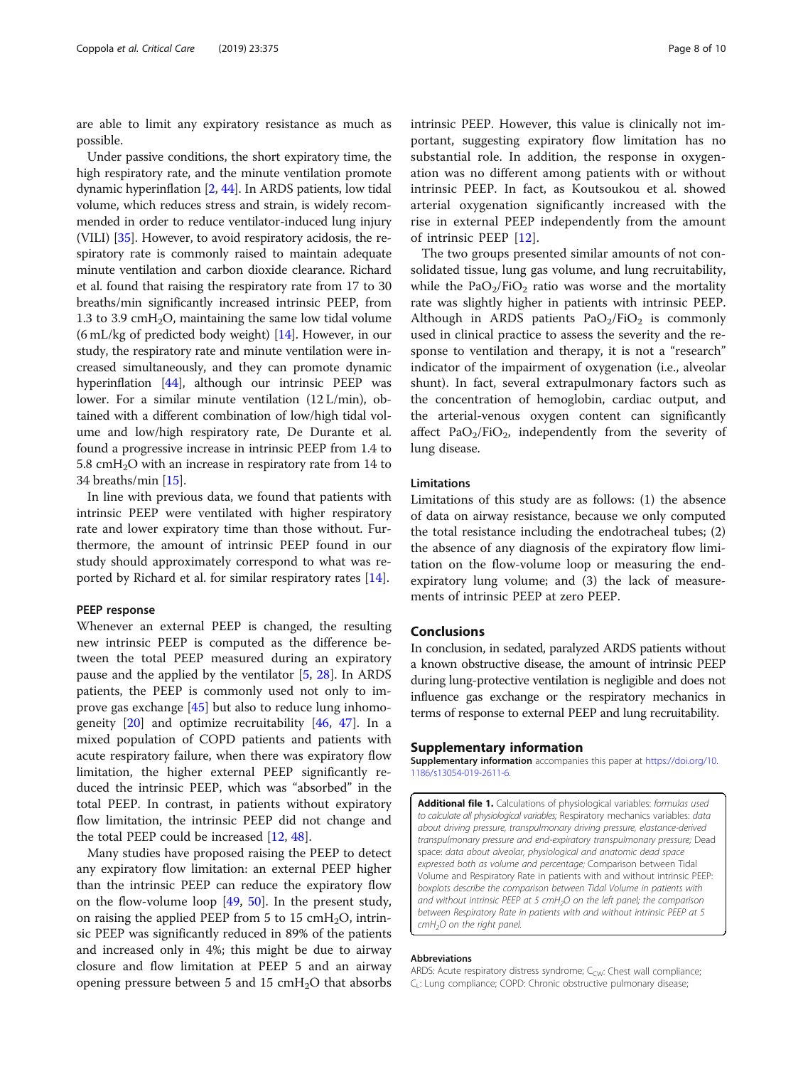are able to limit any expiratory resistance as much as possible.

Under passive conditions, the short expiratory time, the high respiratory rate, and the minute ventilation promote dynamic hyperinflation [2, 44]. In ARDS patients, low tidal volume, which reduces stress and strain, is widely recommended in order to reduce ventilator-induced lung injury (VILI) [35]. However, to avoid respiratory acidosis, the respiratory rate is commonly raised to maintain adequate minute ventilation and carbon dioxide clearance. Richard et al. found that raising the respiratory rate from 17 to 30 breaths/min significantly increased intrinsic PEEP, from 1.3 to 3.9 cm$H_2O$, maintaining the same low tidal volume (6 mL/kg of predicted body weight) [14]. However, in our study, the respiratory rate and minute ventilation were increased simultaneously, and they can promote dynamic hyperinflation [44], although our intrinsic PEEP was lower. For a similar minute ventilation (12 L/min), obtained with a different combination of low/high tidal volume and low/high respiratory rate, De Durante et al. found a progressive increase in intrinsic PEEP from 1.4 to 5.8 cm$H_2O$ with an increase in respiratory rate from 14 to 34 breaths/min [15].

In line with previous data, we found that patients with intrinsic PEEP were ventilated with higher respiratory rate and lower expiratory time than those without. Furthermore, the amount of intrinsic PEEP found in our study should approximately correspond to what was reported by Richard et al. for similar respiratory rates [14].

#### PEEP response

Whenever an external PEEP is changed, the resulting new intrinsic PEEP is computed as the difference between the total PEEP measured during an expiratory pause and the applied by the ventilator [5, 28]. In ARDS patients, the PEEP is commonly used not only to improve gas exchange [45] but also to reduce lung inhomogeneity [20] and optimize recruitability [46, 47]. In a mixed population of COPD patients and patients with acute respiratory failure, when there was expiratory flow limitation, the higher external PEEP significantly reduced the intrinsic PEEP, which was "absorbed" in the total PEEP. In contrast, in patients without expiratory flow limitation, the intrinsic PEEP did not change and the total PEEP could be increased [12, 48].

Many studies have proposed raising the PEEP to detect any expiratory flow limitation: an external PEEP higher than the intrinsic PEEP can reduce the expiratory flow on the flow-volume loop [49, 50]. In the present study, on raising the applied PEEP from 5 to 15 cm$H_2O$, intrinsic PEEP was significantly reduced in 89% of the patients and increased only in 4%; this might be due to airway closure and flow limitation at PEEP 5 and an airway opening pressure between 5 and 15 cm$H_2O$ that absorbs intrinsic PEEP. However, this value is clinically not important, suggesting expiratory flow limitation has no substantial role. In addition, the response in oxygenation was no different among patients with or without intrinsic PEEP. In fact, as Koutsoukou et al. showed arterial oxygenation significantly increased with the rise in external PEEP independently from the amount of intrinsic PEEP [12].

The two groups presented similar amounts of not consolidated tissue, lung gas volume, and lung recruitability, while the $PaO_2/FiO_2$ ratio was worse and the mortality rate was slightly higher in patients with intrinsic PEEP. Although in ARDS patients $PaO_2/FiO_2$ is commonly used in clinical practice to assess the severity and the response to ventilation and therapy, it is not a "research" indicator of the impairment of oxygenation (i.e., alveolar shunt). In fact, several extrapulmonary factors such as the concentration of hemoglobin, cardiac output, and the arterial-venous oxygen content can significantly affect $PaO_2/FiO_2$, independently from the severity of lung disease.

#### Limitations

Limitations of this study are as follows: (1) the absence of data on airway resistance, because we only computed the total resistance including the endotracheal tubes; (2) the absence of any diagnosis of the expiratory flow limitation on the flow-volume loop or measuring the end-expiratory lung volume; and (3) the lack of measurements of intrinsic PEEP at zero PEEP.

## Conclusions

In conclusion, in sedated, paralyzed ARDS patients without a known obstructive disease, the amount of intrinsic PEEP during lung-protective ventilation is negligible and does not influence gas exchange or the respiratory mechanics in terms of response to external PEEP and lung recruitability.

## Supplementary information

**Supplementary information** accompanies this paper at https://doi.org/10.1186/s13054-019-2611-6.

**Additional file 1.** Calculations of physiological variables: *formulas used to calculate all physiological variables;* Respiratory mechanics variables: *data about driving pressure, transpulmonary driving pressure, elastance-derived transpulmonary pressure and end-expiratory transpulmonary pressure;* Dead space: *data about alveolar, physiological and anatomic dead space expressed both as volume and percentage;* Comparison between Tidal Volume and Respiratory Rate in patients with and without intrinsic PEEP: *boxplots describe the comparison between Tidal Volume in patients with and without intrinsic PEEP at 5 cm$H_2O$ on the left panel; the comparison between Respiratory Rate in patients with and without intrinsic PEEP at 5 cm$H_2O$ on the right panel.*

#### Abbreviations

ARDS: Acute respiratory distress syndrome; $C_{CW}$: Chest wall compliance; $C_L$: Lung compliance; COPD: Chronic obstructive pulmonary disease;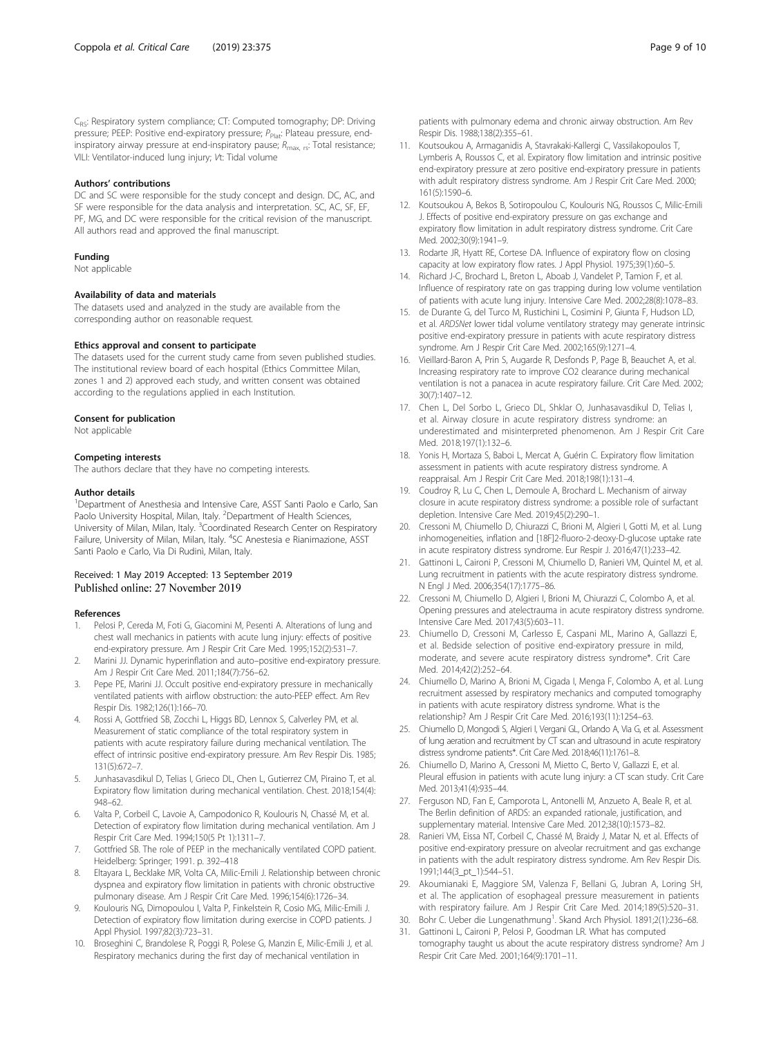$C_{RS}$: Respiratory system compliance; CT: Computed tomography; DP: Driving pressure; PEEP: Positive end-expiratory pressure; $P_{Plat}$: Plateau pressure, end-inspiratory airway pressure at end-inspiratory pause; $R_{max,\ rs}$: Total resistance; VILI: Ventilator-induced lung injury; *V*t: Tidal volume

#### Authors' contributions

DC and SC were responsible for the study concept and design. DC, AC, and SF were responsible for the data analysis and interpretation. SC, AC, SF, EF, PF, MG, and DC were responsible for the critical revision of the manuscript. All authors read and approved the final manuscript.

#### Funding

Not applicable

#### Availability of data and materials

The datasets used and analyzed in the study are available from the corresponding author on reasonable request.

#### Ethics approval and consent to participate

The datasets used for the current study came from seven published studies. The institutional review board of each hospital (Ethics Committee Milan, zones 1 and 2) approved each study, and written consent was obtained according to the regulations applied in each Institution.

#### Consent for publication

Not applicable

#### Competing interests

The authors declare that they have no competing interests.

#### Author details

[1]Department of Anesthesia and Intensive Care, ASST Santi Paolo e Carlo, San Paolo University Hospital, Milan, Italy. [2]Department of Health Sciences, University of Milan, Milan, Italy. [3]Coordinated Research Center on Respiratory Failure, University of Milan, Milan, Italy. [4]SC Anestesia e Rianimazione, ASST Santi Paolo e Carlo, Via Di Rudinì, Milan, Italy.

Received: 1 May 2019 Accepted: 13 September 2019
Published online: 27 November 2019

#### References

1. Pelosi P, Cereda M, Foti G, Giacomini M, Pesenti A. Alterations of lung and chest wall mechanics in patients with acute lung injury: effects of positive end-expiratory pressure. Am J Respir Crit Care Med. 1995;152(2):531–7.
2. Marini JJ. Dynamic hyperinflation and auto–positive end-expiratory pressure. Am J Respir Crit Care Med. 2011;184(7):756–62.
3. Pepe PE, Marini JJ. Occult positive end-expiratory pressure in mechanically ventilated patients with airflow obstruction: the auto-PEEP effect. Am Rev Respir Dis. 1982;126(1):166–70.
4. Rossi A, Gottfried SB, Zocchi L, Higgs BD, Lennox S, Calverley PM, et al. Measurement of static compliance of the total respiratory system in patients with acute respiratory failure during mechanical ventilation. The effect of intrinsic positive end-expiratory pressure. Am Rev Respir Dis. 1985; 131(5):672–7.
5. Junhasavasdikul D, Telias I, Grieco DL, Chen L, Gutierrez CM, Piraino T, et al. Expiratory flow limitation during mechanical ventilation. Chest. 2018;154(4): 948–62.
6. Valta P, Corbeil C, Lavoie A, Campodonico R, Koulouris N, Chassé M, et al. Detection of expiratory flow limitation during mechanical ventilation. Am J Respir Crit Care Med. 1994;150(5 Pt 1):1311–7.
7. Gottfried SB. The role of PEEP in the mechanically ventilated COPD patient. Heidelberg: Springer; 1991. p. 392–418
8. Eltayara L, Becklake MR, Volta CA, Milic-Emili J. Relationship between chronic dyspnea and expiratory flow limitation in patients with chronic obstructive pulmonary disease. Am J Respir Crit Care Med. 1996;154(6):1726–34.
9. Koulouris NG, Dimopoulou I, Valta P, Finkelstein R, Cosio MG, Milic-Emili J. Detection of expiratory flow limitation during exercise in COPD patients. J Appl Physiol. 1997;82(3):723–31.
10. Broseghini C, Brandolese R, Poggi R, Polese G, Manzin E, Milic-Emili J, et al. Respiratory mechanics during the first day of mechanical ventilation in patients with pulmonary edema and chronic airway obstruction. Am Rev Respir Dis. 1988;138(2):355–61.
11. Koutsoukou A, Armaganidis A, Stavrakaki-Kallergi C, Vassilakopoulos T, Lymberis A, Roussos C, et al. Expiratory flow limitation and intrinsic positive end-expiratory pressure at zero positive end-expiratory pressure in patients with adult respiratory distress syndrome. Am J Respir Crit Care Med. 2000; 161(5):1590–6.
12. Koutsoukou A, Bekos B, Sotiropoulou C, Koulouris NG, Roussos C, Milic-Emili J. Effects of positive end-expiratory pressure on gas exchange and expiratory flow limitation in adult respiratory distress syndrome. Crit Care Med. 2002;30(9):1941–9.
13. Rodarte JR, Hyatt RE, Cortese DA. Influence of expiratory flow on closing capacity at low expiratory flow rates. J Appl Physiol. 1975;39(1):60–5.
14. Richard J-C, Brochard L, Breton L, Aboab J, Vandelet P, Tamion F, et al. Influence of respiratory rate on gas trapping during low volume ventilation of patients with acute lung injury. Intensive Care Med. 2002;28(8):1078–83.
15. de Durante G, del Turco M, Rustichini L, Cosimini P, Giunta F, Hudson LD, et al. *ARDSNet* lower tidal volume ventilatory strategy may generate intrinsic positive end-expiratory pressure in patients with acute respiratory distress syndrome. Am J Respir Crit Care Med. 2002;165(9):1271–4.
16. Vieillard-Baron A, Prin S, Augarde R, Desfonds P, Page B, Beauchet A, et al. Increasing respiratory rate to improve CO2 clearance during mechanical ventilation is not a panacea in acute respiratory failure. Crit Care Med. 2002; 30(7):1407–12.
17. Chen L, Del Sorbo L, Grieco DL, Shklar O, Junhasavasdikul D, Telias I, et al. Airway closure in acute respiratory distress syndrome: an underestimated and misinterpreted phenomenon. Am J Respir Crit Care Med. 2018;197(1):132–6.
18. Yonis H, Mortaza S, Baboi L, Mercat A, Guérin C. Expiratory flow limitation assessment in patients with acute respiratory distress syndrome. A reappraisal. Am J Respir Crit Care Med. 2018;198(1):131–4.
19. Coudroy R, Lu C, Chen L, Demoule A, Brochard L. Mechanism of airway closure in acute respiratory distress syndrome: a possible role of surfactant depletion. Intensive Care Med. 2019;45(2):290–1.
20. Cressoni M, Chiumello D, Chiurazzi C, Brioni M, Algieri I, Gotti M, et al. Lung inhomogeneities, inflation and [18F]2-fluoro-2-deoxy-D-glucose uptake rate in acute respiratory distress syndrome. Eur Respir J. 2016;47(1):233–42.
21. Gattinoni L, Caironi P, Cressoni M, Chiumello D, Ranieri VM, Quintel M, et al. Lung recruitment in patients with the acute respiratory distress syndrome. N Engl J Med. 2006;354(17):1775–86.
22. Cressoni M, Chiumello D, Algieri I, Brioni M, Chiurazzi C, Colombo A, et al. Opening pressures and atelectrauma in acute respiratory distress syndrome. Intensive Care Med. 2017;43(5):603–11.
23. Chiumello D, Cressoni M, Carlesso E, Caspani ML, Marino A, Gallazzi E, et al. Bedside selection of positive end-expiratory pressure in mild, moderate, and severe acute respiratory distress syndrome*. Crit Care Med. 2014;42(2):252–64.
24. Chiumello D, Marino A, Brioni M, Cigada I, Menga F, Colombo A, et al. Lung recruitment assessed by respiratory mechanics and computed tomography in patients with acute respiratory distress syndrome. What is the relationship? Am J Respir Crit Care Med. 2016;193(11):1254–63.
25. Chiumello D, Mongodi S, Algieri I, Vergani GL, Orlando A, Via G, et al. Assessment of lung aeration and recruitment by CT scan and ultrasound in acute respiratory distress syndrome patients*. Crit Care Med. 2018;46(11):1761–8.
26. Chiumello D, Marino A, Cressoni M, Mietto C, Berto V, Gallazzi E, et al. Pleural effusion in patients with acute lung injury: a CT scan study. Crit Care Med. 2013;41(4):935–44.
27. Ferguson ND, Fan E, Camporota L, Antonelli M, Anzueto A, Beale R, et al. The Berlin definition of ARDS: an expanded rationale, justification, and supplementary material. Intensive Care Med. 2012;38(10):1573–82.
28. Ranieri VM, Eissa NT, Corbeil C, Chassé M, Braidy J, Matar N, et al. Effects of positive end-expiratory pressure on alveolar recruitment and gas exchange in patients with the adult respiratory distress syndrome. Am Rev Respir Dis. 1991;144(3_pt_1):544–51.
29. Akoumianaki E, Maggiore SM, Valenza F, Bellani G, Jubran A, Loring SH, et al. The application of esophageal pressure measurement in patients with respiratory failure. Am J Respir Crit Care Med. 2014;189(5):520–31.
30. Bohr C. Ueber die Lungenathmung[1]. Skand Arch Physiol. 1891;2(1):236–68.
31. Gattinoni L, Caironi P, Pelosi P, Goodman LR. What has computed tomography taught us about the acute respiratory distress syndrome? Am J Respir Crit Care Med. 2001;164(9):1701–11.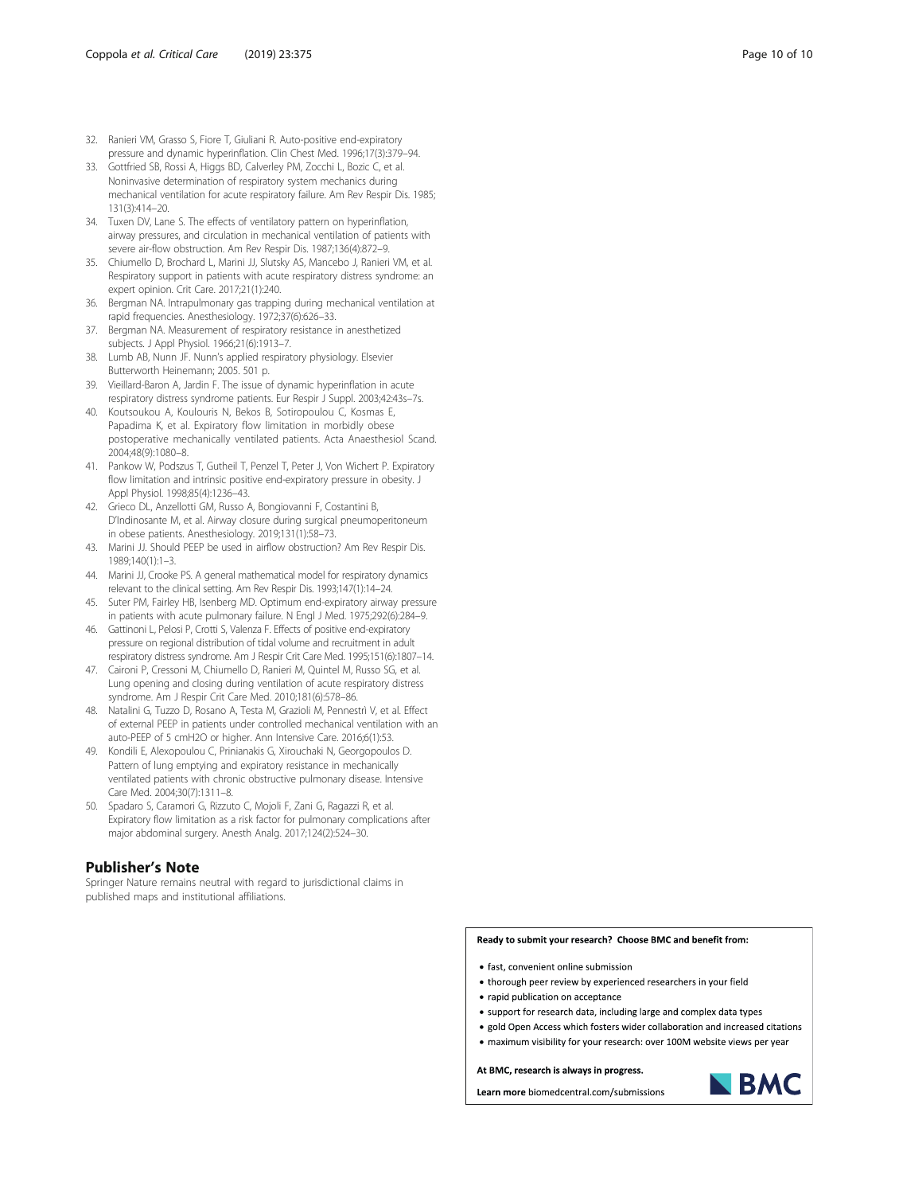32. Ranieri VM, Grasso S, Fiore T, Giuliani R. Auto-positive end-expiratory pressure and dynamic hyperinflation. Clin Chest Med. 1996;17(3):379–94.
33. Gottfried SB, Rossi A, Higgs BD, Calverley PM, Zocchi L, Bozic C, et al. Noninvasive determination of respiratory system mechanics during mechanical ventilation for acute respiratory failure. Am Rev Respir Dis. 1985; 131(3):414–20.
34. Tuxen DV, Lane S. The effects of ventilatory pattern on hyperinflation, airway pressures, and circulation in mechanical ventilation of patients with severe air-flow obstruction. Am Rev Respir Dis. 1987;136(4):872–9.
35. Chiumello D, Brochard L, Marini JJ, Slutsky AS, Mancebo J, Ranieri VM, et al. Respiratory support in patients with acute respiratory distress syndrome: an expert opinion. Crit Care. 2017;21(1):240.
36. Bergman NA. Intrapulmonary gas trapping during mechanical ventilation at rapid frequencies. Anesthesiology. 1972;37(6):626–33.
37. Bergman NA. Measurement of respiratory resistance in anesthetized subjects. J Appl Physiol. 1966;21(6):1913–7.
38. Lumb AB, Nunn JF. Nunn's applied respiratory physiology. Elsevier Butterworth Heinemann; 2005. 501 p.
39. Vieillard-Baron A, Jardin F. The issue of dynamic hyperinflation in acute respiratory distress syndrome patients. Eur Respir J Suppl. 2003;42:43s–7s.
40. Koutsoukou A, Koulouris N, Bekos B, Sotiropoulou C, Kosmas E, Papadima K, et al. Expiratory flow limitation in morbidly obese postoperative mechanically ventilated patients. Acta Anaesthesiol Scand. 2004;48(9):1080–8.
41. Pankow W, Podszus T, Gutheil T, Penzel T, Peter J, Von Wichert P. Expiratory flow limitation and intrinsic positive end-expiratory pressure in obesity. J Appl Physiol. 1998;85(4):1236–43.
42. Grieco DL, Anzellotti GM, Russo A, Bongiovanni F, Costantini B, D'Indinosante M, et al. Airway closure during surgical pneumoperitoneum in obese patients. Anesthesiology. 2019;131(1):58–73.
43. Marini JJ. Should PEEP be used in airflow obstruction? Am Rev Respir Dis. 1989;140(1):1–3.
44. Marini JJ, Crooke PS. A general mathematical model for respiratory dynamics relevant to the clinical setting. Am Rev Respir Dis. 1993;147(1):14–24.
45. Suter PM, Fairley HB, Isenberg MD. Optimum end-expiratory airway pressure in patients with acute pulmonary failure. N Engl J Med. 1975;292(6):284–9.
46. Gattinoni L, Pelosi P, Crotti S, Valenza F. Effects of positive end-expiratory pressure on regional distribution of tidal volume and recruitment in adult respiratory distress syndrome. Am J Respir Crit Care Med. 1995;151(6):1807–14.
47. Caironi P, Cressoni M, Chiumello D, Ranieri M, Quintel M, Russo SG, et al. Lung opening and closing during ventilation of acute respiratory distress syndrome. Am J Respir Crit Care Med. 2010;181(6):578–86.
48. Natalini G, Tuzzo D, Rosano A, Testa M, Grazioli M, Pennestrì V, et al. Effect of external PEEP in patients under controlled mechanical ventilation with an auto-PEEP of 5 cmH2O or higher. Ann Intensive Care. 2016;6(1):53.
49. Kondili E, Alexopoulou C, Prinianakis G, Xirouchaki N, Georgopoulos D. Pattern of lung emptying and expiratory resistance in mechanically ventilated patients with chronic obstructive pulmonary disease. Intensive Care Med. 2004;30(7):1311–8.
50. Spadaro S, Caramori G, Rizzuto C, Mojoli F, Zani G, Ragazzi R, et al. Expiratory flow limitation as a risk factor for pulmonary complications after major abdominal surgery. Anesth Analg. 2017;124(2):524–30.

## Publisher's Note

Springer Nature remains neutral with regard to jurisdictional claims in published maps and institutional affiliations.

**Ready to submit your research? Choose BMC and benefit from:**

- fast, convenient online submission
- thorough peer review by experienced researchers in your field
- rapid publication on acceptance
- support for research data, including large and complex data types
- gold Open Access which fosters wider collaboration and increased citations
- maximum visibility for your research: over 100M website views per year

**At BMC, research is always in progress.**

**Learn more** biomedcentral.com/submissions

BMC